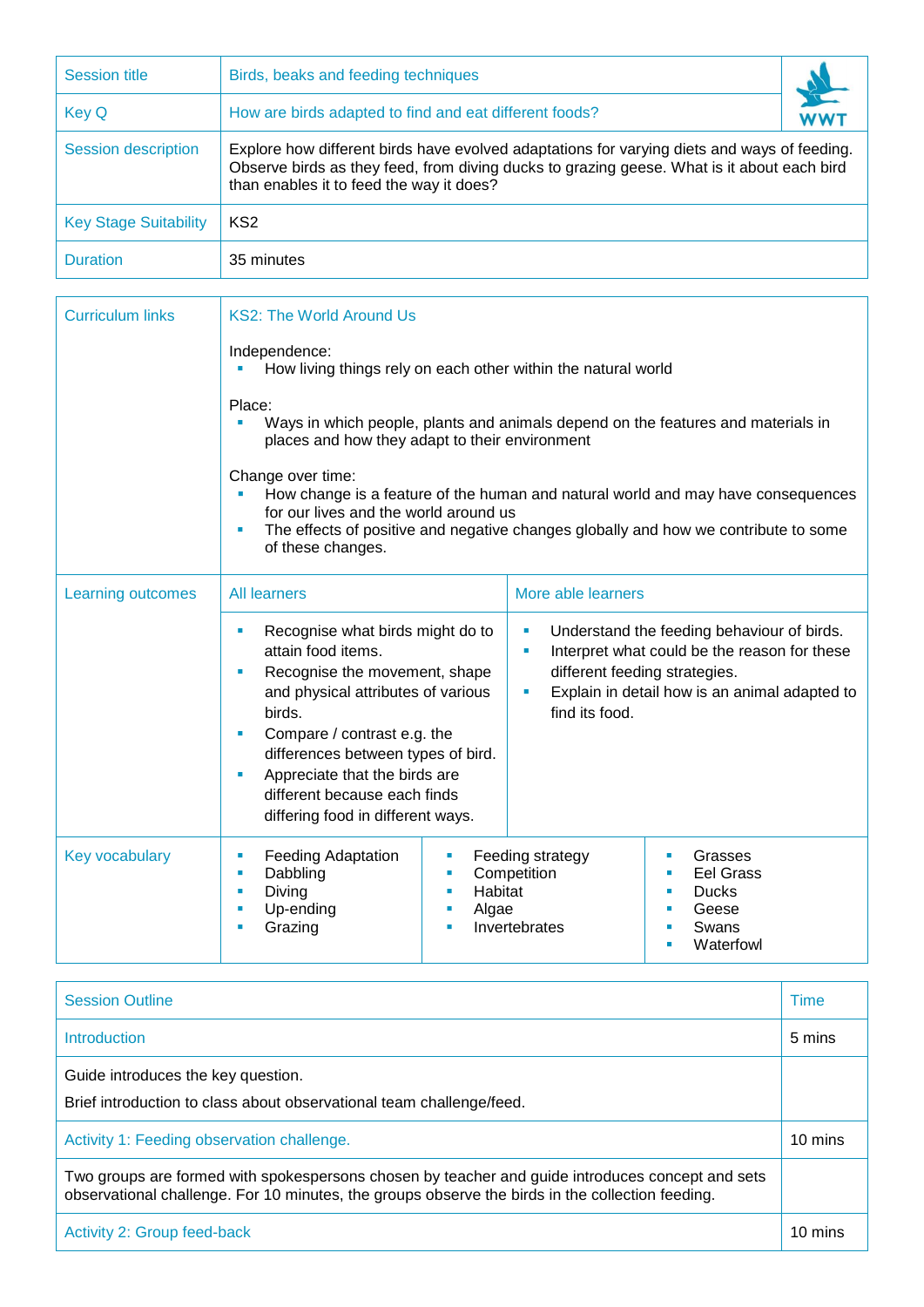| Session title | Birds, beaks and feeding techniques |
|---|---|
| Key Q | How are birds adapted to find and eat different foods? |
| Session description | Explore how different birds have evolved adaptations for varying diets and ways of feeding. Observe birds as they feed, from diving ducks to grazing geese. What is it about each bird than enables it to feed the way it does? |
| Key Stage Suitability | KS2 |
| Duration | 35 minutes |

| Curriculum links | KS2: The World Around Us<br><br>Independence:<br>- How living things rely on each other within the natural world<br><br>Place:<br>- Ways in which people, plants and animals depend on the features and materials in places and how they adapt to their environment<br><br>Change over time:<br>- How change is a feature of the human and natural world and may have consequences for our lives and the world around us<br>- The effects of positive and negative changes globally and how we contribute to some of these changes. | | |
|---|---|---|---|
| Learning outcomes | All learners | More able learners | |
| | - Recognise what birds might do to attain food items.<br>- Recognise the movement, shape and physical attributes of various birds.<br>- Compare / contrast e.g. the differences between types of bird.<br>- Appreciate that the birds are different because each finds differing food in different ways. | - Understand the feeding behaviour of birds.<br>- Interpret what could be the reason for these different feeding strategies.<br>- Explain in detail how is an animal adapted to find its food. | |
| Key vocabulary | - Feeding Adaptation<br>- Dabbling<br>- Diving<br>- Up-ending<br>- Grazing | - Feeding strategy<br>- Competition<br>- Habitat<br>- Algae<br>- Invertebrates | - Grasses<br>- Eel Grass<br>- Ducks<br>- Geese<br>- Swans<br>- Waterfowl |

| Session Outline | Time |
|---|---|
| Introduction | 5 mins |
| Guide introduces the key question.<br><br>Brief introduction to class about observational team challenge/feed. | |
| Activity 1: Feeding observation challenge. | 10 mins |
| Two groups are formed with spokespersons chosen by teacher and guide introduces concept and sets observational challenge. For 10 minutes, the groups observe the birds in the collection feeding. | |
| Activity 2: Group feed-back | 10 mins |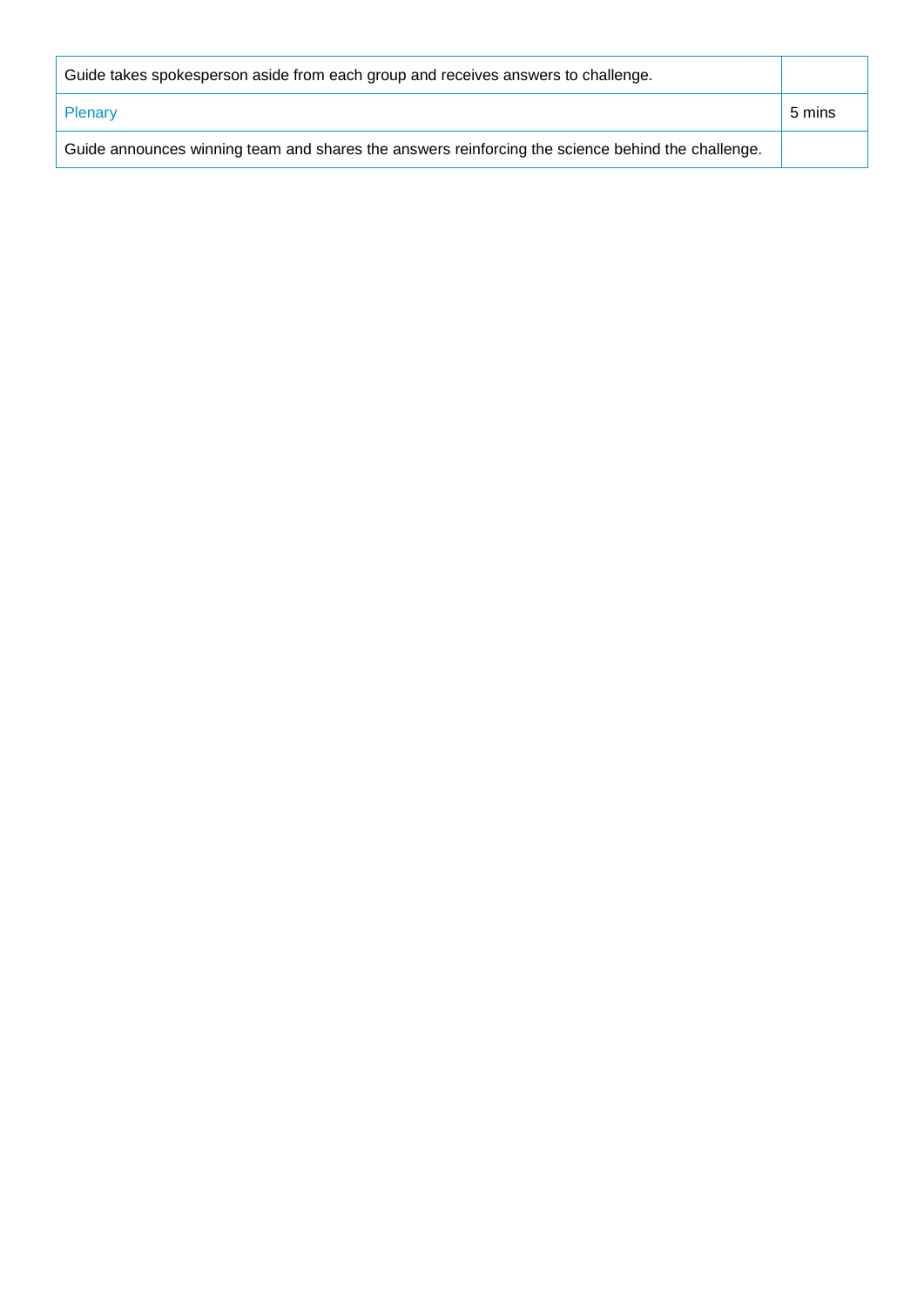| | |
|---|---|
| Guide takes spokesperson aside from each group and receives answers to challenge. | |
| Plenary | 5 mins |
| Guide announces winning team and shares the answers reinforcing the science behind the challenge. | |